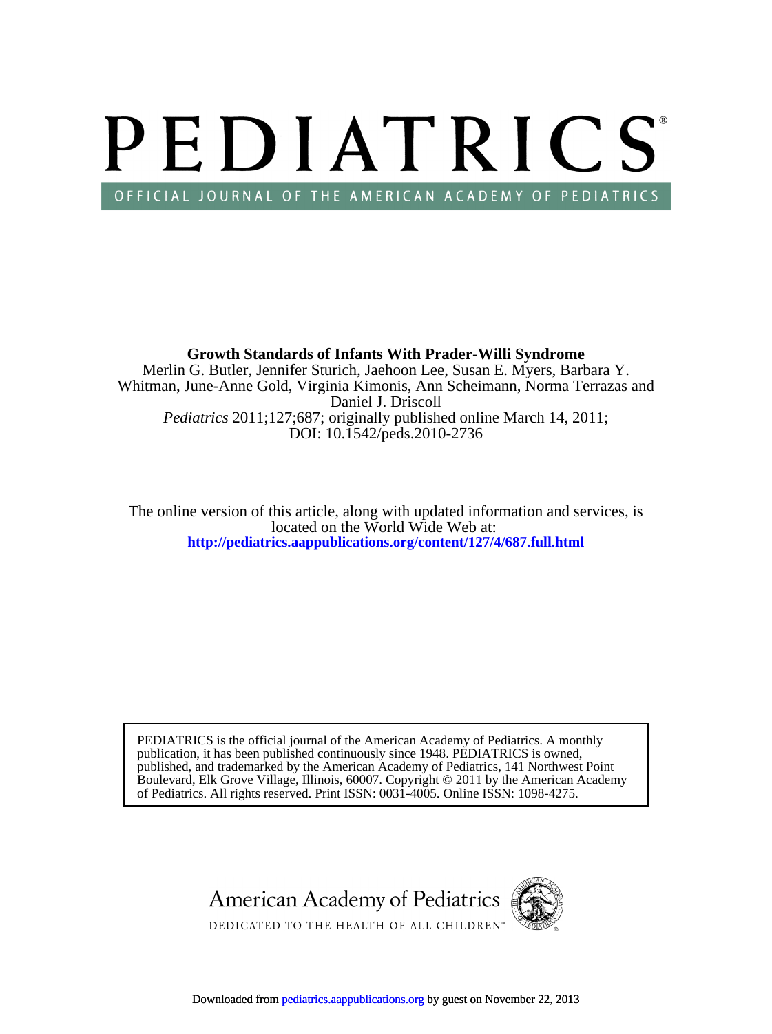# PEDIATRICS

OFFICIAL JOURNAL OF THE AMERICAN ACADEMY OF PEDIATRICS

**Growth Standards of Infants With Prader-Willi Syndrome**

Merlin G. Butler, Jennifer Sturich, Jaehoon Lee, Susan E. Myers, Barbara Y. Whitman, June-Anne Gold, Virginia Kimonis, Ann Scheimann, Norma Terrazas and Daniel J. Driscoll

*Pediatrics* 2011;127;687; originally published online March 14, 2011;
DOI: 10.1542/peds.2010-2736

The online version of this article, along with updated information and services, is located on the World Wide Web at:
**http://pediatrics.aappublications.org/content/127/4/687.full.html**

PEDIATRICS is the official journal of the American Academy of Pediatrics. A monthly publication, it has been published continuously since 1948. PEDIATRICS is owned, published, and trademarked by the American Academy of Pediatrics, 141 Northwest Point Boulevard, Elk Grove Village, Illinois, 60007. Copyright © 2011 by the American Academy of Pediatrics. All rights reserved. Print ISSN: 0031-4005. Online ISSN: 1098-4275.

American Academy of Pediatrics

DEDICATED TO THE HEALTH OF ALL CHILDREN™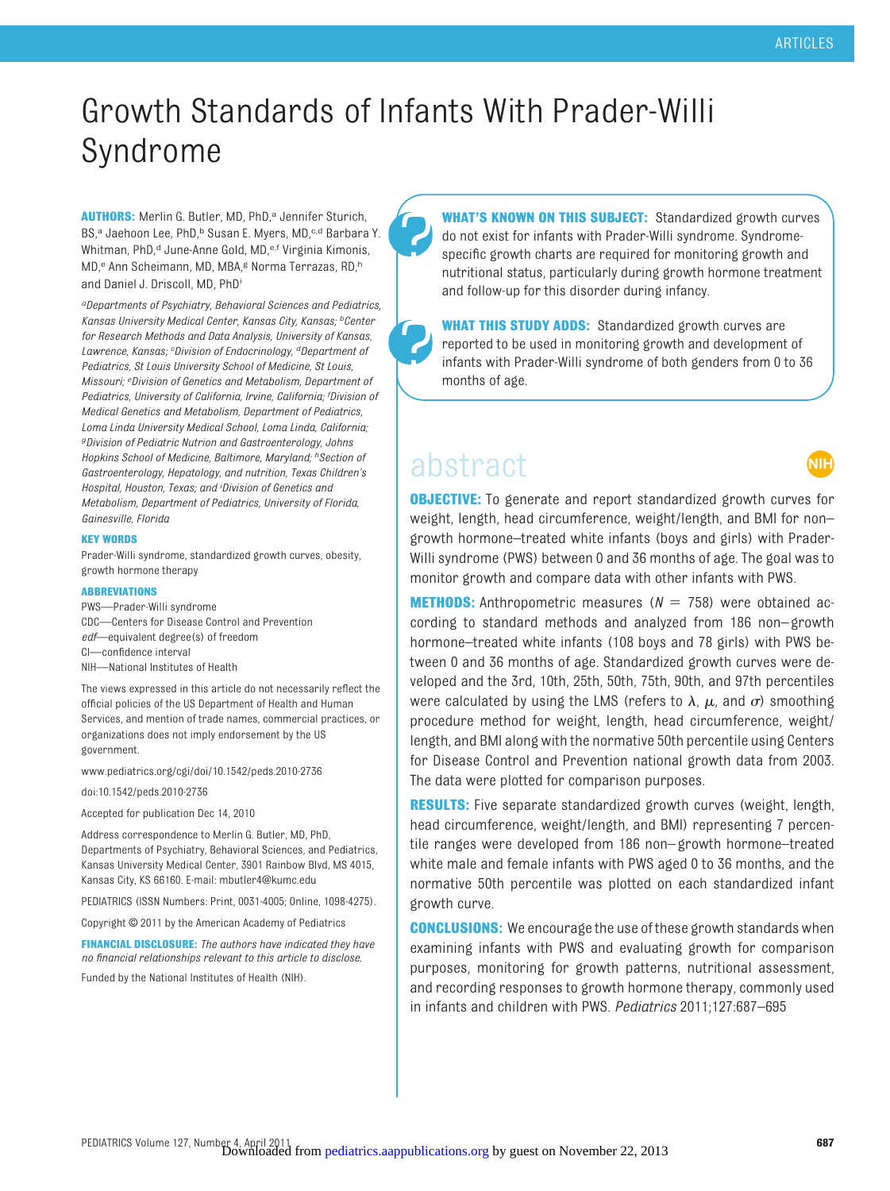# Growth Standards of Infants With Prader-Willi Syndrome

**AUTHORS:** Merlin G. Butler, MD, PhD,[a] Jennifer Sturich, BS,[a] Jaehoon Lee, PhD,[b] Susan E. Myers, MD,[c,d] Barbara Y. Whitman, PhD,[d] June-Anne Gold, MD,[e,f] Virginia Kimonis, MD,[e] Ann Scheimann, MD, MBA,[g] Norma Terrazas, RD,[h] and Daniel J. Driscoll, MD, PhD[i]

*[a]Departments of Psychiatry, Behavioral Sciences and Pediatrics, Kansas University Medical Center, Kansas City, Kansas; [b]Center for Research Methods and Data Analysis, University of Kansas, Lawrence, Kansas; [c]Division of Endocrinology, [d]Department of Pediatrics, St Louis University School of Medicine, St Louis, Missouri; [e]Division of Genetics and Metabolism, Department of Pediatrics, University of California, Irvine, California; [f]Division of Medical Genetics and Metabolism, Department of Pediatrics, Loma Linda University Medical School, Loma Linda, California; [g]Division of Pediatric Nutrion and Gastroenterology, Johns Hopkins School of Medicine, Baltimore, Maryland; [h]Section of Gastroenterology, Hepatology, and nutrition, Texas Children's Hospital, Houston, Texas; and [i]Division of Genetics and Metabolism, Department of Pediatrics, University of Florida, Gainesville, Florida*

**KEY WORDS**

Prader-Willi syndrome, standardized growth curves, obesity, growth hormone therapy

**ABBREVIATIONS**

PWS—Prader-Willi syndrome
CDC—Centers for Disease Control and Prevention
*edf*—equivalent degree(s) of freedom
CI—confidence interval
NIH—National Institutes of Health

The views expressed in this article do not necessarily reflect the official policies of the US Department of Health and Human Services, and mention of trade names, commercial practices, or organizations does not imply endorsement by the US government.

www.pediatrics.org/cgi/doi/10.1542/peds.2010-2736

doi:10.1542/peds.2010-2736

Accepted for publication Dec 14, 2010

Address correspondence to Merlin G. Butler, MD, PhD, Departments of Psychiatry, Behavioral Sciences, and Pediatrics, Kansas University Medical Center, 3901 Rainbow Blvd, MS 4015, Kansas City, KS 66160. E-mail: mbutler4@kumc.edu

PEDIATRICS (ISSN Numbers: Print, 0031-4005; Online, 1098-4275).

Copyright © 2011 by the American Academy of Pediatrics

**FINANCIAL DISCLOSURE:** *The authors have indicated they have no financial relationships relevant to this article to disclose.*

Funded by the National Institutes of Health (NIH).

**WHAT'S KNOWN ON THIS SUBJECT:** Standardized growth curves do not exist for infants with Prader-Willi syndrome. Syndrome-specific growth charts are required for monitoring growth and nutritional status, particularly during growth hormone treatment and follow-up for this disorder during infancy.

**WHAT THIS STUDY ADDS:** Standardized growth curves are reported to be used in monitoring growth and development of infants with Prader-Willi syndrome of both genders from 0 to 36 months of age.

## abstract

**OBJECTIVE:** To generate and report standardized growth curves for weight, length, head circumference, weight/length, and BMI for non–growth hormone–treated white infants (boys and girls) with Prader-Willi syndrome (PWS) between 0 and 36 months of age. The goal was to monitor growth and compare data with other infants with PWS.

**METHODS:** Anthropometric measures ($N = 758$) were obtained according to standard methods and analyzed from 186 non–growth hormone–treated white infants (108 boys and 78 girls) with PWS between 0 and 36 months of age. Standardized growth curves were developed and the 3rd, 10th, 25th, 50th, 75th, 90th, and 97th percentiles were calculated by using the LMS (refers to $\lambda$, $\mu$, and $\sigma$) smoothing procedure method for weight, length, head circumference, weight/length, and BMI along with the normative 50th percentile using Centers for Disease Control and Prevention national growth data from 2003. The data were plotted for comparison purposes.

**RESULTS:** Five separate standardized growth curves (weight, length, head circumference, weight/length, and BMI) representing 7 percentile ranges were developed from 186 non–growth hormone–treated white male and female infants with PWS aged 0 to 36 months, and the normative 50th percentile was plotted on each standardized infant growth curve.

**CONCLUSIONS:** We encourage the use of these growth standards when examining infants with PWS and evaluating growth for comparison purposes, monitoring for growth patterns, nutritional assessment, and recording responses to growth hormone therapy, commonly used in infants and children with PWS. *Pediatrics* 2011;127:687–695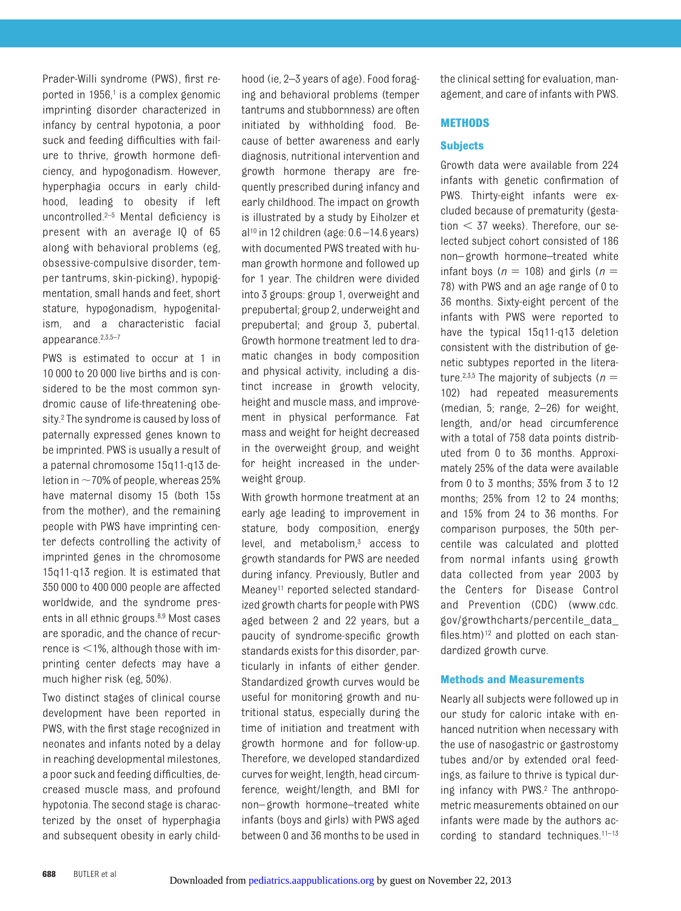Prader-Willi syndrome (PWS), first reported in 1956,[1] is a complex genomic imprinting disorder characterized in infancy by central hypotonia, a poor suck and feeding difficulties with failure to thrive, growth hormone deficiency, and hypogonadism. However, hyperphagia occurs in early childhood, leading to obesity if left uncontrolled.[2–5] Mental deficiency is present with an average IQ of 65 along with behavioral problems (eg, obsessive-compulsive disorder, temper tantrums, skin-picking), hypopigmentation, small hands and feet, short stature, hypogonadism, hypogenitalism, and a characteristic facial appearance.[2,3,5–7]

PWS is estimated to occur at 1 in 10 000 to 20 000 live births and is considered to be the most common syndromic cause of life-threatening obesity.[2] The syndrome is caused by loss of paternally expressed genes known to be imprinted. PWS is usually a result of a paternal chromosome 15q11-q13 deletion in ~70% of people, whereas 25% have maternal disomy 15 (both 15s from the mother), and the remaining people with PWS have imprinting center defects controlling the activity of imprinted genes in the chromosome 15q11-q13 region. It is estimated that 350 000 to 400 000 people are affected worldwide, and the syndrome presents in all ethnic groups.[8,9] Most cases are sporadic, and the chance of recurrence is <1%, although those with imprinting center defects may have a much higher risk (eg, 50%).

Two distinct stages of clinical course development have been reported in PWS, with the first stage recognized in neonates and infants noted by a delay in reaching developmental milestones, a poor suck and feeding difficulties, decreased muscle mass, and profound hypotonia. The second stage is characterized by the onset of hyperphagia and subsequent obesity in early childhood (ie, 2–3 years of age). Food foraging and behavioral problems (temper tantrums and stubbornness) are often initiated by withholding food. Because of better awareness and early diagnosis, nutritional intervention and growth hormone therapy are frequently prescribed during infancy and early childhood. The impact on growth is illustrated by a study by Eiholzer et al[10] in 12 children (age: 0.6–14.6 years) with documented PWS treated with human growth hormone and followed up for 1 year. The children were divided into 3 groups: group 1, overweight and prepubertal; group 2, underweight and prepubertal; and group 3, pubertal. Growth hormone treatment led to dramatic changes in body composition and physical activity, including a distinct increase in growth velocity, height and muscle mass, and improvement in physical performance. Fat mass and weight for height decreased in the overweight group, and weight for height increased in the underweight group.

With growth hormone treatment at an early age leading to improvement in stature, body composition, energy level, and metabolism,[3] access to growth standards for PWS are needed during infancy. Previously, Butler and Meaney[11] reported selected standardized growth charts for people with PWS aged between 2 and 22 years, but a paucity of syndrome-specific growth standards exists for this disorder, particularly in infants of either gender. Standardized growth curves would be useful for monitoring growth and nutritional status, especially during the time of initiation and treatment with growth hormone and for follow-up. Therefore, we developed standardized curves for weight, length, head circumference, weight/length, and BMI for non–growth hormone–treated white infants (boys and girls) with PWS aged between 0 and 36 months to be used in the clinical setting for evaluation, management, and care of infants with PWS.

## METHODS

### Subjects

Growth data were available from 224 infants with genetic confirmation of PWS. Thirty-eight infants were excluded because of prematurity (gestation < 37 weeks). Therefore, our selected subject cohort consisted of 186 non–growth hormone–treated white infant boys ($n$ = 108) and girls ($n$ = 78) with PWS and an age range of 0 to 36 months. Sixty-eight percent of the infants with PWS were reported to have the typical 15q11-q13 deletion consistent with the distribution of genetic subtypes reported in the literature.[2,3,5] The majority of subjects ($n$ = 102) had repeated measurements (median, 5; range, 2–26) for weight, length, and/or head circumference with a total of 758 data points distributed from 0 to 36 months. Approximately 25% of the data were available from 0 to 3 months; 35% from 3 to 12 months; 25% from 12 to 24 months; and 15% from 24 to 36 months. For comparison purposes, the 50th percentile was calculated and plotted from normal infants using growth data collected from year 2003 by the Centers for Disease Control and Prevention (CDC) (www.cdc.gov/growthcharts/percentile_data_files.htm)[12] and plotted on each standardized growth curve.

### Methods and Measurements

Nearly all subjects were followed up in our study for caloric intake with enhanced nutrition when necessary with the use of nasogastric or gastrostomy tubes and/or by extended oral feedings, as failure to thrive is typical during infancy with PWS.[2] The anthropometric measurements obtained on our infants were made by the authors according to standard techniques.[11–13]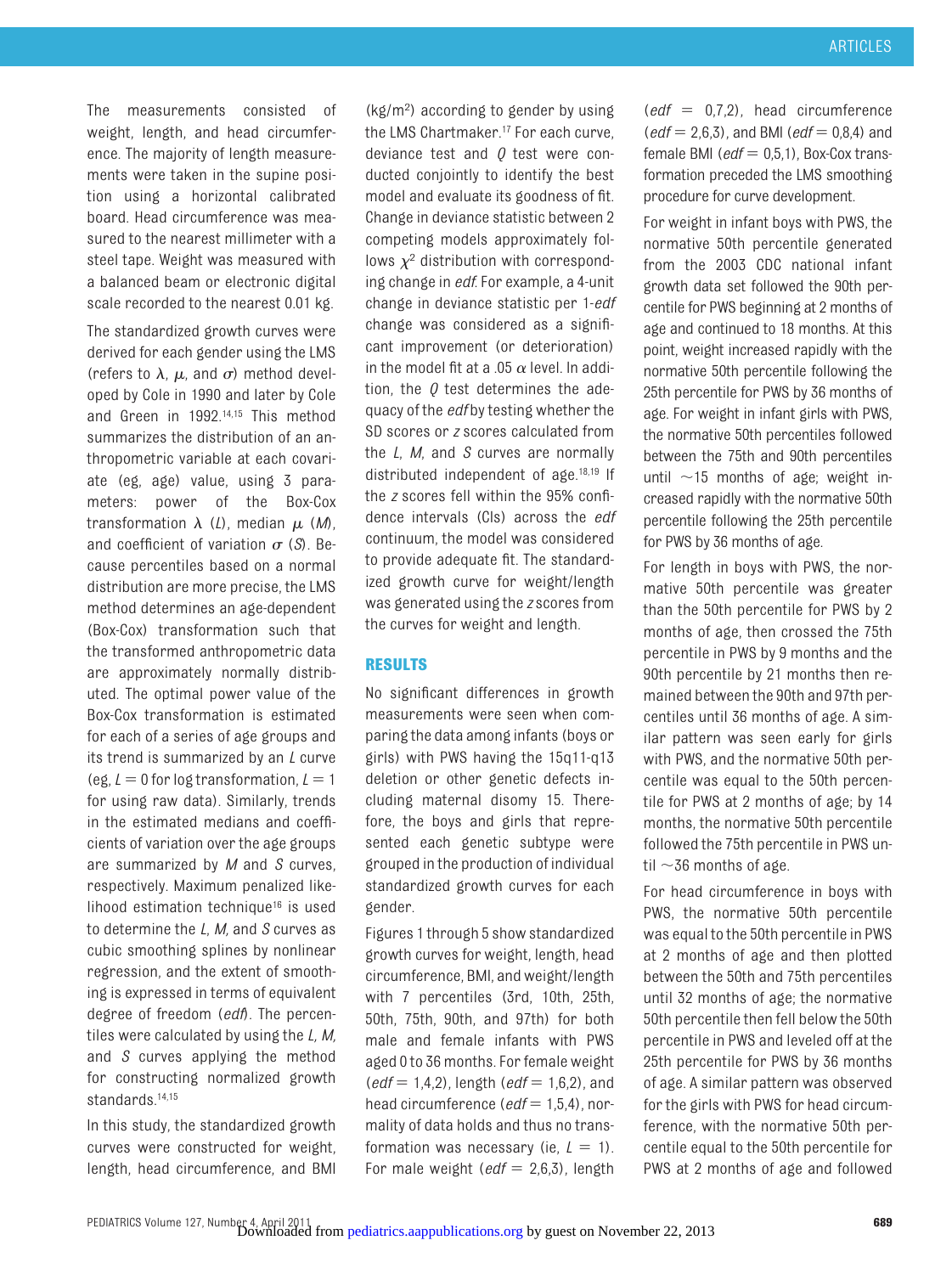The measurements consisted of weight, length, and head circumference. The majority of length measurements were taken in the supine position using a horizontal calibrated board. Head circumference was measured to the nearest millimeter with a steel tape. Weight was measured with a balanced beam or electronic digital scale recorded to the nearest 0.01 kg.

The standardized growth curves were derived for each gender using the LMS (refers to $\lambda$, $\mu$, and $\sigma$) method developed by Cole in 1990 and later by Cole and Green in 1992.[14,15] This method summarizes the distribution of an anthropometric variable at each covariate (eg, age) value, using 3 parameters: power of the Box-Cox transformation $\lambda$ ($L$), median $\mu$ ($M$), and coefficient of variation $\sigma$ ($S$). Because percentiles based on a normal distribution are more precise, the LMS method determines an age-dependent (Box-Cox) transformation such that the transformed anthropometric data are approximately normally distributed. The optimal power value of the Box-Cox transformation is estimated for each of a series of age groups and its trend is summarized by an $L$ curve (eg, $L = 0$ for log transformation, $L = 1$ for using raw data). Similarly, trends in the estimated medians and coefficients of variation over the age groups are summarized by $M$ and $S$ curves, respectively. Maximum penalized likelihood estimation technique[16] is used to determine the $L$, $M$, and $S$ curves as cubic smoothing splines by nonlinear regression, and the extent of smoothing is expressed in terms of equivalent degree of freedom (*edf*). The percentiles were calculated by using the $L$, $M$, and $S$ curves applying the method for constructing normalized growth standards.[14,15]

In this study, the standardized growth curves were constructed for weight, length, head circumference, and BMI (kg/m$^2$) according to gender by using the LMS Chartmaker.[17] For each curve, deviance test and $Q$ test were conducted conjointly to identify the best model and evaluate its goodness of fit. Change in deviance statistic between 2 competing models approximately follows $\chi^2$ distribution with corresponding change in *edf*. For example, a 4-unit change in deviance statistic per 1-*edf* change was considered as a significant improvement (or deterioration) in the model fit at a .05 $\alpha$ level. In addition, the $Q$ test determines the adequacy of the *edf* by testing whether the SD scores or $z$ scores calculated from the $L$, $M$, and $S$ curves are normally distributed independent of age.[18,19] If the $z$ scores fell within the 95% confidence intervals (CIs) across the *edf* continuum, the model was considered to provide adequate fit. The standardized growth curve for weight/length was generated using the $z$ scores from the curves for weight and length.

## RESULTS

No significant differences in growth measurements were seen when comparing the data among infants (boys or girls) with PWS having the 15q11-q13 deletion or other genetic defects including maternal disomy 15. Therefore, the boys and girls that represented each genetic subtype were grouped in the production of individual standardized growth curves for each gender.

Figures 1 through 5 show standardized growth curves for weight, length, head circumference, BMI, and weight/length with 7 percentiles (3rd, 10th, 25th, 50th, 75th, 90th, and 97th) for both male and female infants with PWS aged 0 to 36 months. For female weight (*edf* = 1,4,2), length (*edf* = 1,6,2), and head circumference (*edf* = 1,5,4), normality of data holds and thus no transformation was necessary (ie, $L = 1$). For male weight (*edf* = 2,6,3), length (*edf* = 0,7,2), head circumference (*edf* = 2,6,3), and BMI (*edf* = 0,8,4) and female BMI (*edf* = 0,5,1), Box-Cox transformation preceded the LMS smoothing procedure for curve development.

For weight in infant boys with PWS, the normative 50th percentile generated from the 2003 CDC national infant growth data set followed the 90th percentile for PWS beginning at 2 months of age and continued to 18 months. At this point, weight increased rapidly with the normative 50th percentile following the 25th percentile for PWS by 36 months of age. For weight in infant girls with PWS, the normative 50th percentiles followed between the 75th and 90th percentiles until ~15 months of age; weight increased rapidly with the normative 50th percentile following the 25th percentile for PWS by 36 months of age.

For length in boys with PWS, the normative 50th percentile was greater than the 50th percentile for PWS by 2 months of age, then crossed the 75th percentile in PWS by 9 months and the 90th percentile by 21 months then remained between the 90th and 97th percentiles until 36 months of age. A similar pattern was seen early for girls with PWS, and the normative 50th percentile was equal to the 50th percentile for PWS at 2 months of age; by 14 months, the normative 50th percentile followed the 75th percentile in PWS until ~36 months of age.

For head circumference in boys with PWS, the normative 50th percentile was equal to the 50th percentile in PWS at 2 months of age and then plotted between the 50th and 75th percentiles until 32 months of age; the normative 50th percentile then fell below the 50th percentile in PWS and leveled off at the 25th percentile for PWS by 36 months of age. A similar pattern was observed for the girls with PWS for head circumference, with the normative 50th percentile equal to the 50th percentile for PWS at 2 months of age and followed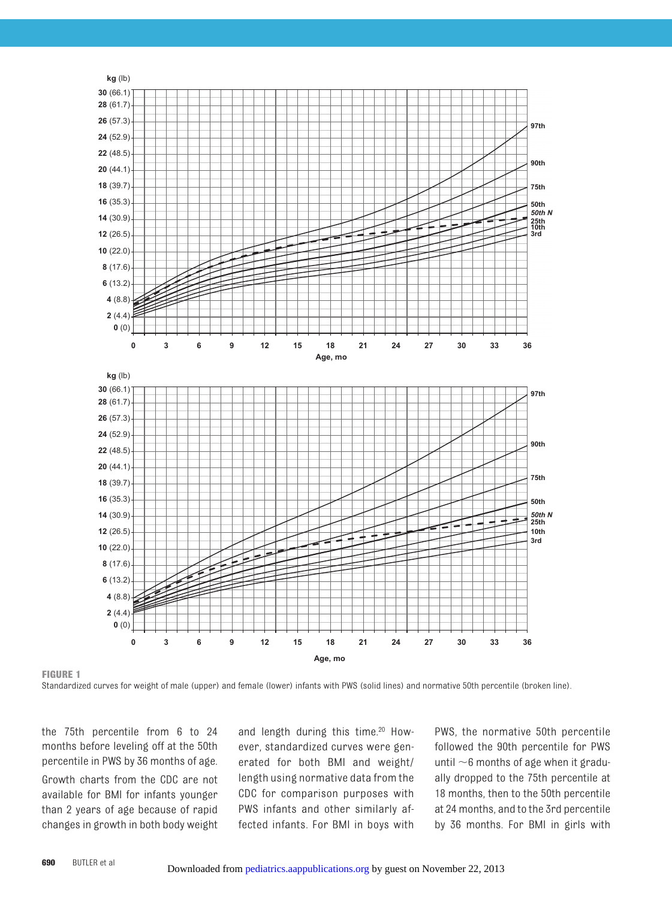FIGURE 1
Standardized curves for weight of male (upper) and female (lower) infants with PWS (solid lines) and normative 50th percentile (broken line).

the 75th percentile from 6 to 24 months before leveling off at the 50th percentile in PWS by 36 months of age.

Growth charts from the CDC are not available for BMI for infants younger than 2 years of age because of rapid changes in growth in both body weight and length during this time.[20] However, standardized curves were generated for both BMI and weight/length using normative data from the CDC for comparison purposes with PWS infants and other similarly affected infants. For BMI in boys with PWS, the normative 50th percentile followed the 90th percentile for PWS until ~6 months of age when it gradually dropped to the 75th percentile at 18 months, then to the 50th percentile at 24 months, and to the 3rd percentile by 36 months. For BMI in girls with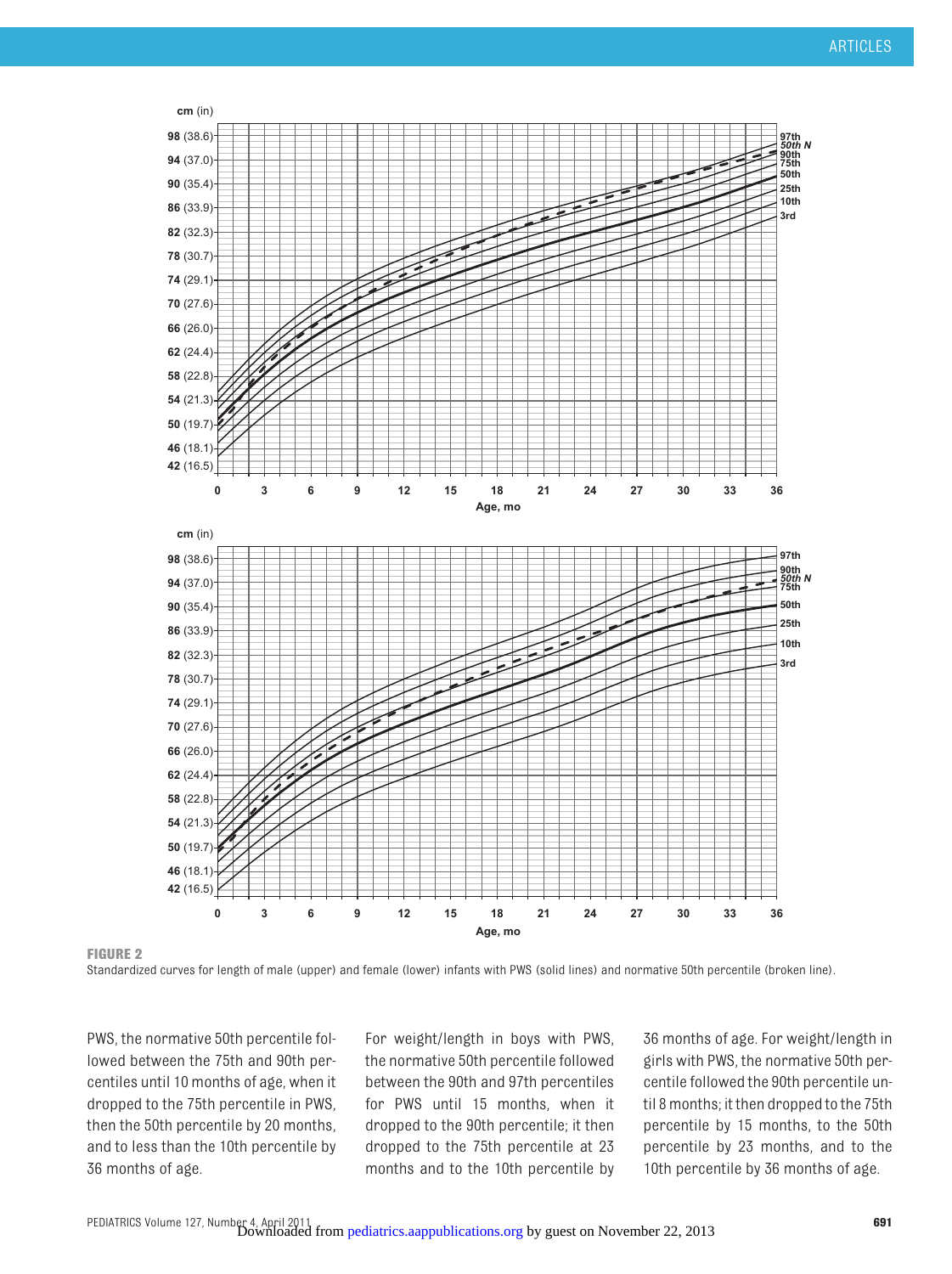FIGURE 2

Standardized curves for length of male (upper) and female (lower) infants with PWS (solid lines) and normative 50th percentile (broken line).

PWS, the normative 50th percentile followed between the 75th and 90th percentiles until 10 months of age, when it dropped to the 75th percentile in PWS, then the 50th percentile by 20 months, and to less than the 10th percentile by 36 months of age.

For weight/length in boys with PWS, the normative 50th percentile followed between the 90th and 97th percentiles for PWS until 15 months, when it dropped to the 90th percentile; it then dropped to the 75th percentile at 23 months and to the 10th percentile by 36 months of age. For weight/length in girls with PWS, the normative 50th percentile followed the 90th percentile until 8 months; it then dropped to the 75th percentile by 15 months, to the 50th percentile by 23 months, and to the 10th percentile by 36 months of age.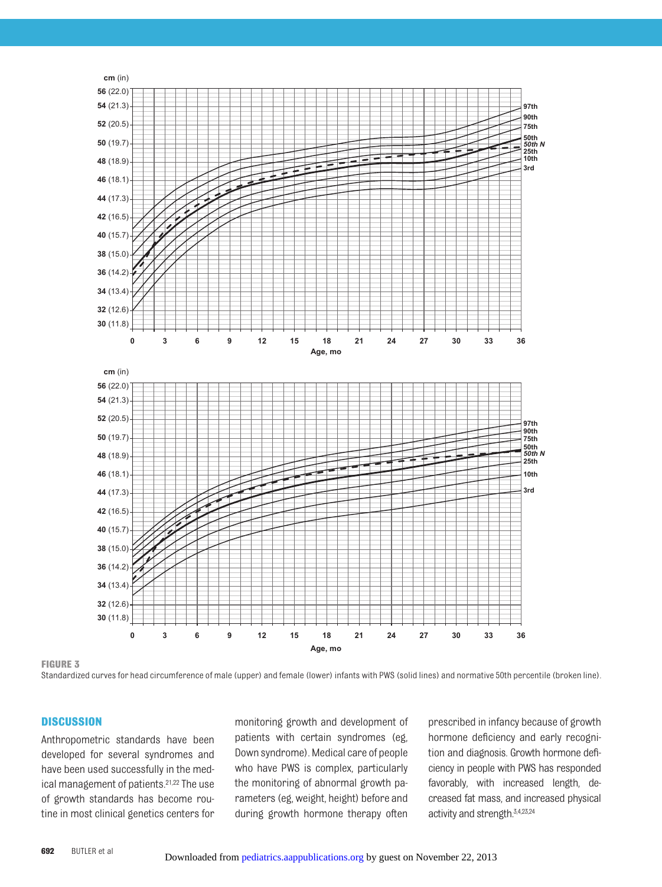FIGURE 3

Standardized curves for head circumference of male (upper) and female (lower) infants with PWS (solid lines) and normative 50th percentile (broken line).

## DISCUSSION

Anthropometric standards have been developed for several syndromes and have been used successfully in the medical management of patients.[21,22] The use of growth standards has become routine in most clinical genetics centers for monitoring growth and development of patients with certain syndromes (eg, Down syndrome). Medical care of people who have PWS is complex, particularly the monitoring of abnormal growth parameters (eg, weight, height) before and during growth hormone therapy often prescribed in infancy because of growth hormone deficiency and early recognition and diagnosis. Growth hormone deficiency in people with PWS has responded favorably, with increased length, decreased fat mass, and increased physical activity and strength.[3,4,23,24]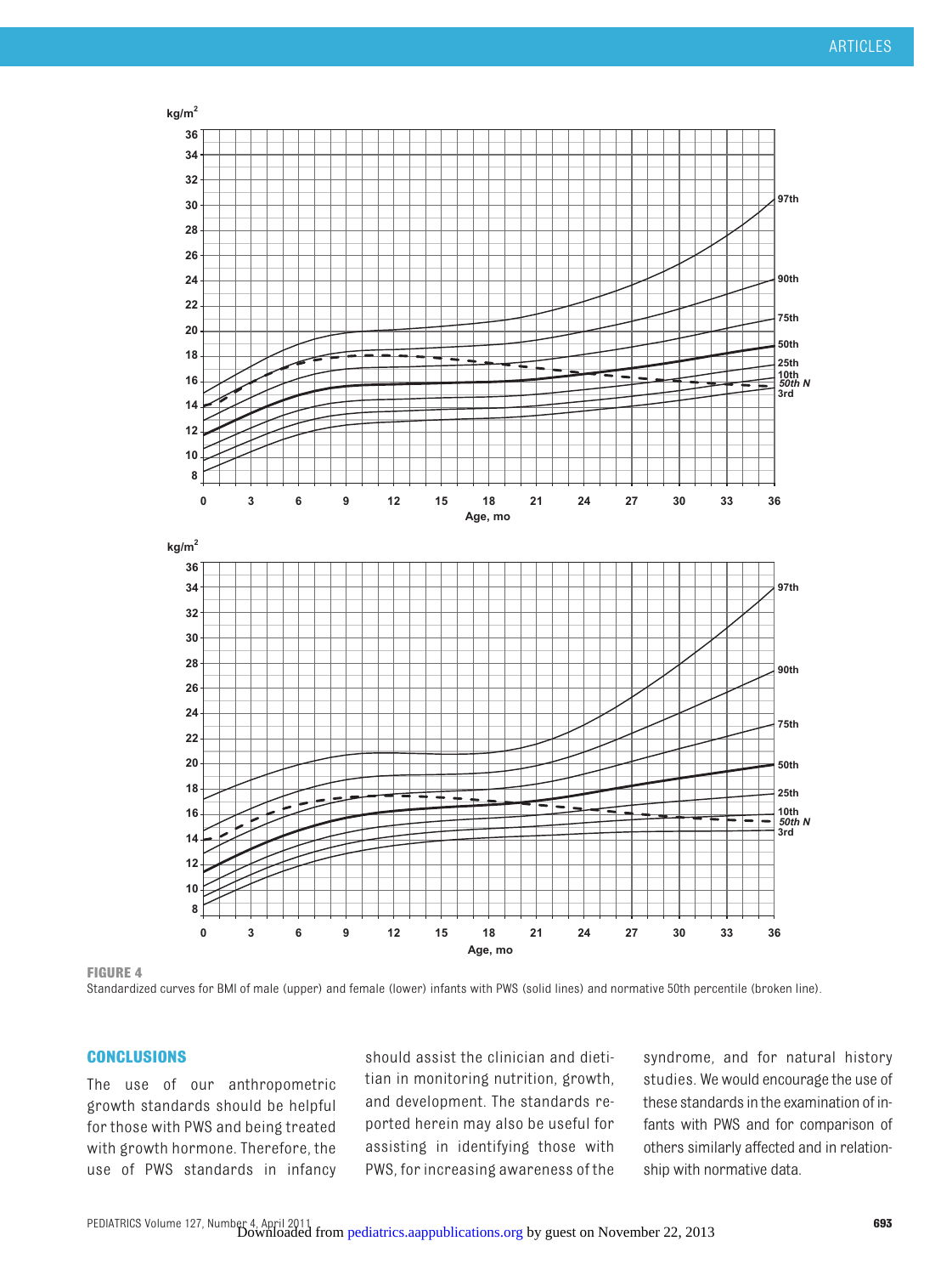**FIGURE 4**

Standardized curves for BMI of male (upper) and female (lower) infants with PWS (solid lines) and normative 50th percentile (broken line).

## CONCLUSIONS

The use of our anthropometric growth standards should be helpful for those with PWS and being treated with growth hormone. Therefore, the use of PWS standards in infancy should assist the clinician and dietitian in monitoring nutrition, growth, and development. The standards reported herein may also be useful for assisting in identifying those with PWS, for increasing awareness of the syndrome, and for natural history studies. We would encourage the use of these standards in the examination of infants with PWS and for comparison of others similarly affected and in relationship with normative data.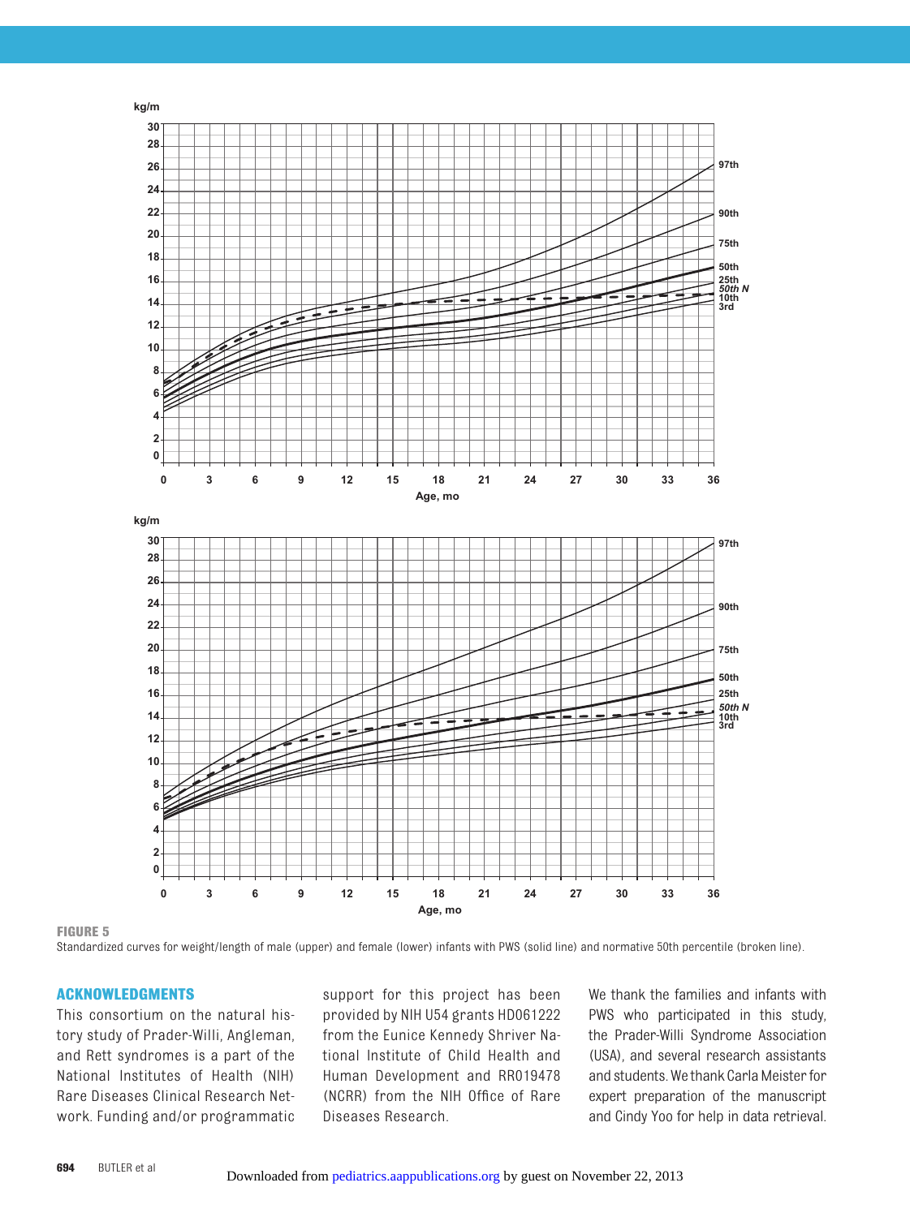**FIGURE 5**

Standardized curves for weight/length of male (upper) and female (lower) infants with PWS (solid line) and normative 50th percentile (broken line).

## ACKNOWLEDGMENTS

This consortium on the natural history study of Prader-Willi, Angleman, and Rett syndromes is a part of the National Institutes of Health (NIH) Rare Diseases Clinical Research Network. Funding and/or programmatic support for this project has been provided by NIH U54 grants HD061222 from the Eunice Kennedy Shriver National Institute of Child Health and Human Development and RR019478 (NCRR) from the NIH Office of Rare Diseases Research.

We thank the families and infants with PWS who participated in this study, the Prader-Willi Syndrome Association (USA), and several research assistants and students. We thank Carla Meister for expert preparation of the manuscript and Cindy Yoo for help in data retrieval.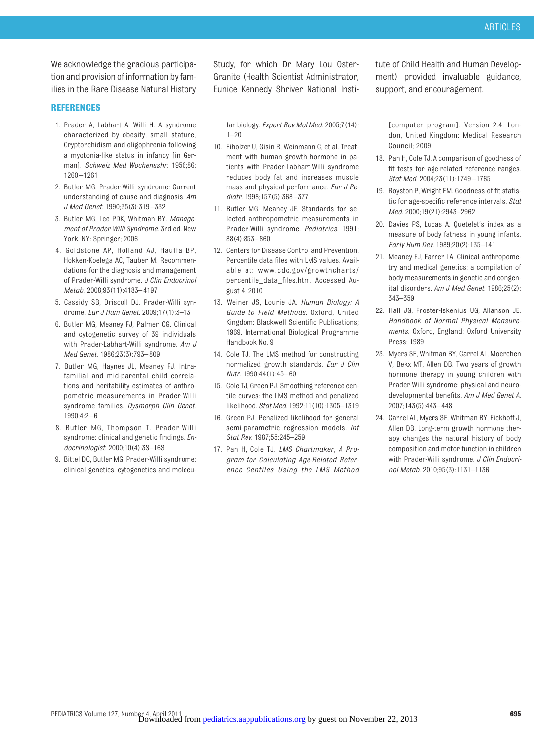We acknowledge the gracious participation and provision of information by families in the Rare Disease Natural History Study, for which Dr Mary Lou Oster-Granite (Health Scientist Administrator, Eunice Kennedy Shriver National Institute of Child Health and Human Development) provided invaluable guidance, support, and encouragement.

## REFERENCES

1. Prader A, Labhart A, Willi H. A syndrome characterized by obesity, small stature, Cryptorchidism and oligophrenia following a myotonia-like status in infancy [in German]. *Schweiz Med Wochensshr.* 1956;86:1260–1261
2. Butler MG. Prader-Willi syndrome: Current understanding of cause and diagnosis. *Am J Med Genet.* 1990;35(3):319–332
3. Butler MG, Lee PDK, Whitman BY. *Management of Prader-Willi Syndrome.* 3rd ed. New York, NY: Springer; 2006
4. Goldstone AP, Holland AJ, Hauffa BP, Hokken-Koelega AC, Tauber M. Recommendations for the diagnosis and management of Prader-Willi syndrome. *J Clin Endocrinol Metab.* 2008;93(11):4183–4197
5. Cassidy SB, Driscoll DJ. Prader-Willi syndrome. *Eur J Hum Genet.* 2009;17(1):3–13
6. Butler MG, Meaney FJ, Palmer CG. Clinical and cytogenetic survey of 39 individuals with Prader-Labhart-Willi syndrome. *Am J Med Genet.* 1986;23(3):793–809
7. Butler MG, Haynes JL, Meaney FJ. Intrafamilial and mid-parental child correlations and heritability estimates of anthropometric measurements in Prader-Willi syndrome families. *Dysmorph Clin Genet.* 1990;4:2–6
8. Butler MG, Thompson T. Prader-Willi syndrome: clinical and genetic findings. *Endocrinologist.* 2000;10(4):3S–16S
9. Bittel DC, Butler MG. Prader-Willi syndrome: clinical genetics, cytogenetics and molecular biology. *Expert Rev Mol Med.* 2005;7(14):1–20
10. Eiholzer U, Gisin R, Weinmann C, et al. Treatment with human growth hormone in patients with Prader-Labhart-Willi syndrome reduces body fat and increases muscle mass and physical performance. *Eur J Pediatr.* 1998;157(5):368–377
11. Butler MG, Meaney JF. Standards for selected anthropometric measurements in Prader-Willi syndrome. *Pediatrics.* 1991;88(4):853–860
12. Centers for Disease Control and Prevention. Percentile data files with LMS values. Available at: www.cdc.gov/growthcharts/percentile_data_files.htm. Accessed August 4, 2010
13. Weiner JS, Lourie JA. *Human Biology: A Guide to Field Methods.* Oxford, United Kingdom: Blackwell Scientific Publications; 1969. International Biological Programme Handbook No. 9
14. Cole TJ. The LMS method for constructing normalized growth standards. *Eur J Clin Nutr.* 1990;44(1):45–60
15. Cole TJ, Green PJ. Smoothing reference centile curves: the LMS method and penalized likelihood. *Stat Med.* 1992;11(10):1305–1319
16. Green PJ. Penalized likelihood for general semi-parametric regression models. *Int Stat Rev.* 1987;55:245–259
17. Pan H, Cole TJ. *LMS Chartmaker, A Program for Calculating Age-Related Reference Centiles Using the LMS Method* [computer program]. Version 2.4. London, United Kingdom: Medical Research Council; 2009
18. Pan H, Cole TJ. A comparison of goodness of fit tests for age-related reference ranges. *Stat Med.* 2004;23(11):1749–1765
19. Royston P, Wright EM. Goodness-of-fit statistic for age-specific reference intervals. *Stat Med.* 2000;19(21):2943–2962
20. Davies PS, Lucas A. Quetelet's index as a measure of body fatness in young infants. *Early Hum Dev.* 1989;20(2):135–141
21. Meaney FJ, Farrer LA. Clinical anthropometry and medical genetics: a compilation of body measurements in genetic and congenital disorders. *Am J Med Genet.* 1986;25(2):343–359
22. Hall JG, Froster-Iskenius UG, Allanson JE. *Handbook of Normal Physical Measurements.* Oxford, England: Oxford University Press; 1989
23. Myers SE, Whitman BY, Carrel AL, Moerchen V, Bekx MT, Allen DB. Two years of growth hormone therapy in young children with Prader-Willi syndrome: physical and neurodevelopmental benefits. *Am J Med Genet A.* 2007;143(5):443–448
24. Carrel AL, Myers SE, Whitman BY, Eickhoff J, Allen DB. Long-term growth hormone therapy changes the natural history of body composition and motor function in children with Prader-Willi syndrome. *J Clin Endocrinol Metab.* 2010;95(3):1131–1136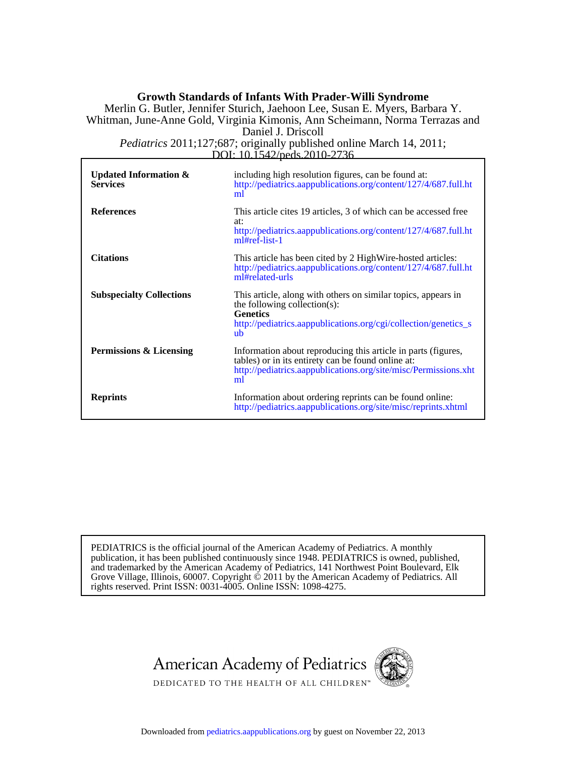**Growth Standards of Infants With Prader-Willi Syndrome**

Merlin G. Butler, Jennifer Sturich, Jaehoon Lee, Susan E. Myers, Barbara Y. Whitman, June-Anne Gold, Virginia Kimonis, Ann Scheimann, Norma Terrazas and Daniel J. Driscoll

*Pediatrics* 2011;127;687; originally published online March 14, 2011;

DOI: 10.1542/peds.2010-2736

| | |
|---|---|
| **Updated Information & Services** | including high resolution figures, can be found at: http://pediatrics.aappublications.org/content/127/4/687.full.html |
| **References** | This article cites 19 articles, 3 of which can be accessed free at: http://pediatrics.aappublications.org/content/127/4/687.full.html#ref-list-1 |
| **Citations** | This article has been cited by 2 HighWire-hosted articles: http://pediatrics.aappublications.org/content/127/4/687.full.html#related-urls |
| **Subspecialty Collections** | This article, along with others on similar topics, appears in the following collection(s): **Genetics** http://pediatrics.aappublications.org/cgi/collection/genetics_sub |
| **Permissions & Licensing** | Information about reproducing this article in parts (figures, tables) or in its entirety can be found online at: http://pediatrics.aappublications.org/site/misc/Permissions.xhtml |
| **Reprints** | Information about ordering reprints can be found online: http://pediatrics.aappublications.org/site/misc/reprints.xhtml |

PEDIATRICS is the official journal of the American Academy of Pediatrics. A monthly publication, it has been published continuously since 1948. PEDIATRICS is owned, published, and trademarked by the American Academy of Pediatrics, 141 Northwest Point Boulevard, Elk Grove Village, Illinois, 60007. Copyright © 2011 by the American Academy of Pediatrics. All rights reserved. Print ISSN: 0031-4005. Online ISSN: 1098-4275.

American Academy of Pediatrics

DEDICATED TO THE HEALTH OF ALL CHILDREN™

Downloaded from pediatrics.aappublications.org by guest on November 22, 2013